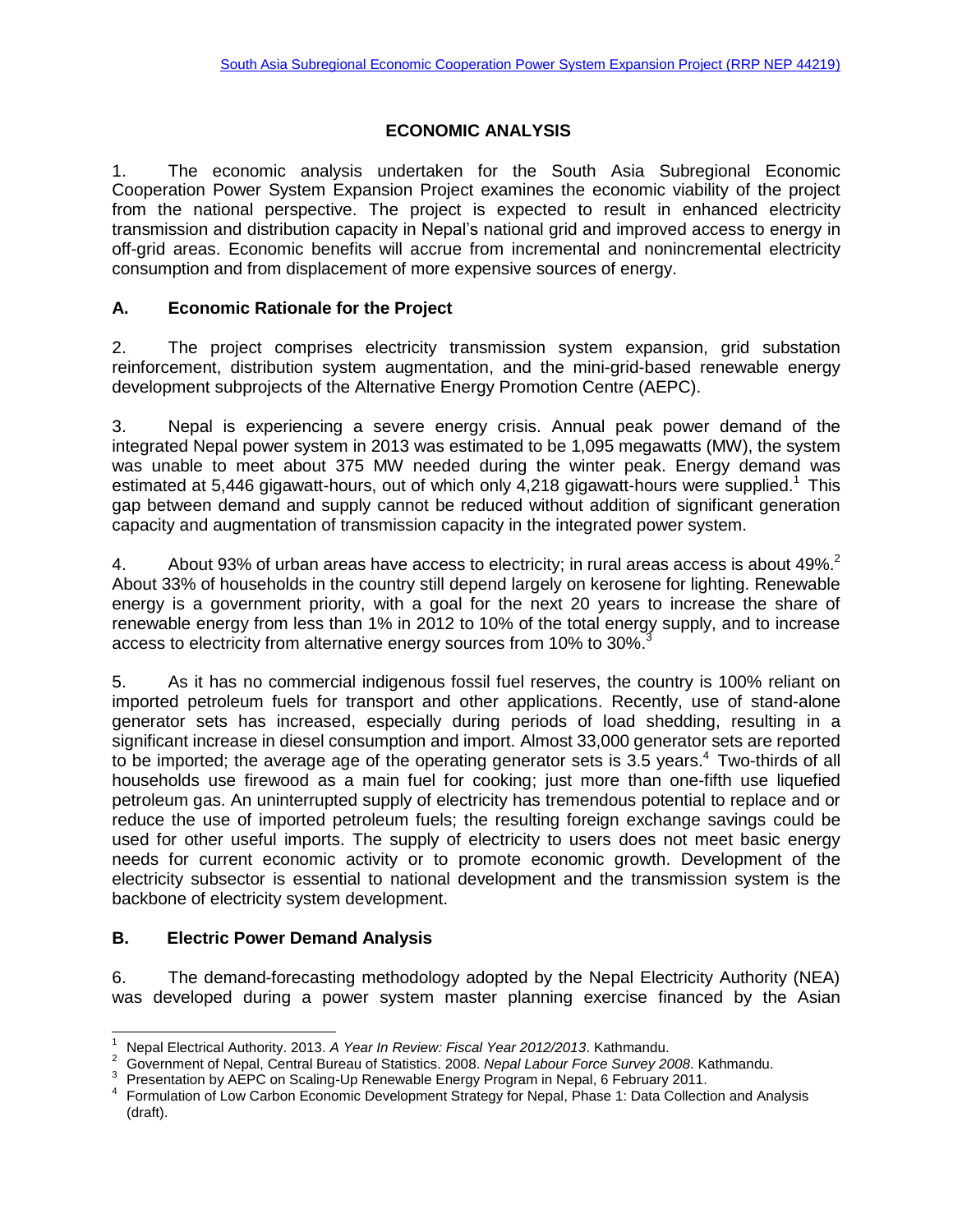# ECONOMIC ANALYSIS

1. The economic analysis undertaken for the South Asia Subregional Economic Cooperation Power System Expansion Project examines the economic viability of the project from the national perspective. The project is expected to result in enhanced electricity transmission and distribution capacity in Nepal's national grid and improved access to energy in off-grid areas. Economic benefits will accrue from incremental and nonincremental electricity consumption and from displacement of more expensive sources of energy.

## A. Economic Rationale for the Project

2. The project comprises electricity transmission system expansion, grid substation reinforcement, distribution system augmentation, and the mini-grid-based renewable energy development subprojects of the Alternative Energy Promotion Centre (AEPC).

3. Nepal is experiencing a severe energy crisis. Annual peak power demand of the integrated Nepal power system in 2013 was estimated to be 1,095 megawatts (MW), the system was unable to meet about 375 MW needed during the winter peak. Energy demand was estimated at 5,446 gigawatt-hours, out of which only 4,218 gigawatt-hours were supplied.[1] This gap between demand and supply cannot be reduced without addition of significant generation capacity and augmentation of transmission capacity in the integrated power system.

4. About 93% of urban areas have access to electricity; in rural areas access is about 49%.[2] About 33% of households in the country still depend largely on kerosene for lighting. Renewable energy is a government priority, with a goal for the next 20 years to increase the share of renewable energy from less than 1% in 2012 to 10% of the total energy supply, and to increase access to electricity from alternative energy sources from 10% to 30%.[3]

5. As it has no commercial indigenous fossil fuel reserves, the country is 100% reliant on imported petroleum fuels for transport and other applications. Recently, use of stand-alone generator sets has increased, especially during periods of load shedding, resulting in a significant increase in diesel consumption and import. Almost 33,000 generator sets are reported to be imported; the average age of the operating generator sets is 3.5 years.[4] Two-thirds of all households use firewood as a main fuel for cooking; just more than one-fifth use liquefied petroleum gas. An uninterrupted supply of electricity has tremendous potential to replace and or reduce the use of imported petroleum fuels; the resulting foreign exchange savings could be used for other useful imports. The supply of electricity to users does not meet basic energy needs for current economic activity or to promote economic growth. Development of the electricity subsector is essential to national development and the transmission system is the backbone of electricity system development.

## B. Electric Power Demand Analysis

6. The demand-forecasting methodology adopted by the Nepal Electricity Authority (NEA) was developed during a power system master planning exercise financed by the Asian

---

[1] Nepal Electrical Authority. 2013. *A Year In Review: Fiscal Year 2012/2013*. Kathmandu.

[2] Government of Nepal, Central Bureau of Statistics. 2008. *Nepal Labour Force Survey 2008*. Kathmandu.

[3] Presentation by AEPC on Scaling-Up Renewable Energy Program in Nepal, 6 February 2011.

[4] Formulation of Low Carbon Economic Development Strategy for Nepal, Phase 1: Data Collection and Analysis (draft).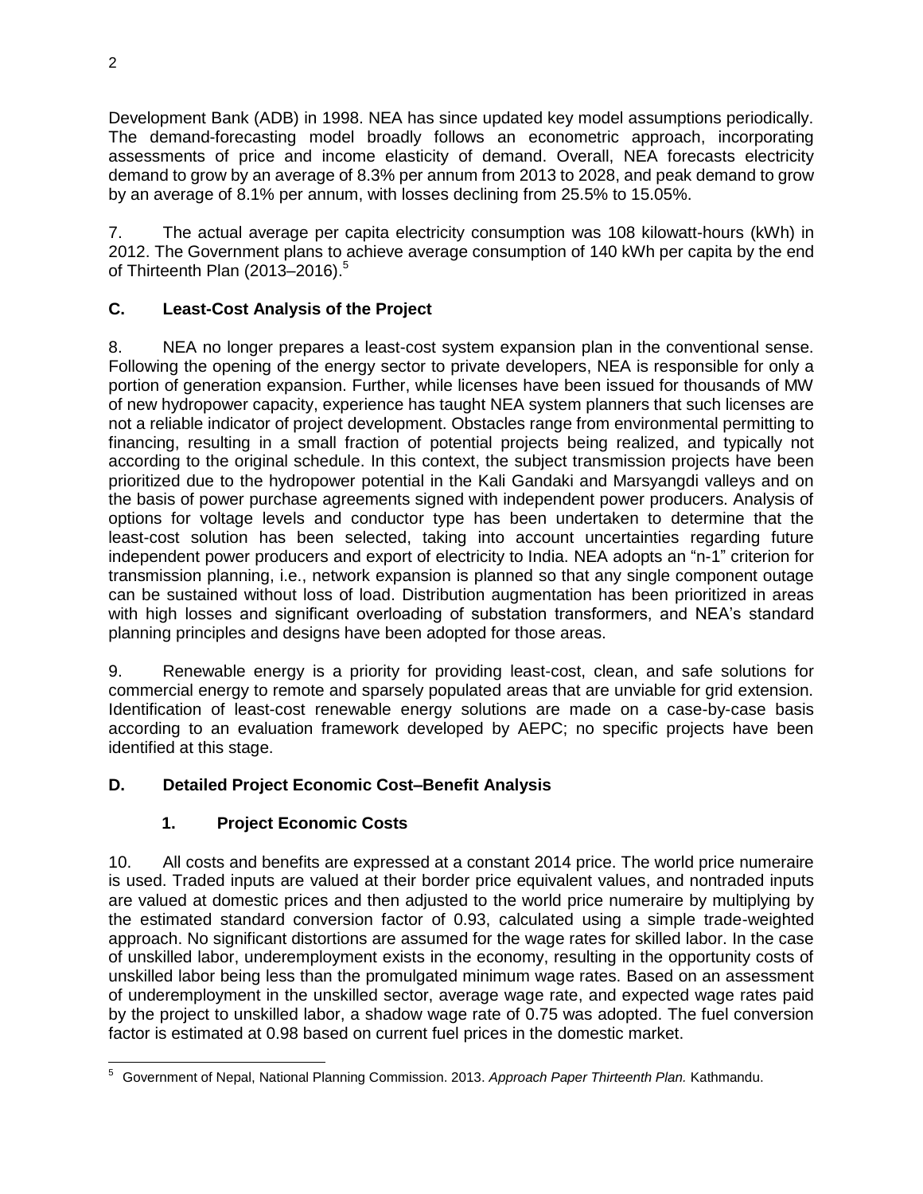Development Bank (ADB) in 1998. NEA has since updated key model assumptions periodically. The demand-forecasting model broadly follows an econometric approach, incorporating assessments of price and income elasticity of demand. Overall, NEA forecasts electricity demand to grow by an average of 8.3% per annum from 2013 to 2028, and peak demand to grow by an average of 8.1% per annum, with losses declining from 25.5% to 15.05%.

7. The actual average per capita electricity consumption was 108 kilowatt-hours (kWh) in 2012. The Government plans to achieve average consumption of 140 kWh per capita by the end of Thirteenth Plan (2013–2016).[5]

## C. Least-Cost Analysis of the Project

8. NEA no longer prepares a least-cost system expansion plan in the conventional sense. Following the opening of the energy sector to private developers, NEA is responsible for only a portion of generation expansion. Further, while licenses have been issued for thousands of MW of new hydropower capacity, experience has taught NEA system planners that such licenses are not a reliable indicator of project development. Obstacles range from environmental permitting to financing, resulting in a small fraction of potential projects being realized, and typically not according to the original schedule. In this context, the subject transmission projects have been prioritized due to the hydropower potential in the Kali Gandaki and Marsyangdi valleys and on the basis of power purchase agreements signed with independent power producers. Analysis of options for voltage levels and conductor type has been undertaken to determine that the least-cost solution has been selected, taking into account uncertainties regarding future independent power producers and export of electricity to India. NEA adopts an "n-1" criterion for transmission planning, i.e., network expansion is planned so that any single component outage can be sustained without loss of load. Distribution augmentation has been prioritized in areas with high losses and significant overloading of substation transformers, and NEA's standard planning principles and designs have been adopted for those areas.

9. Renewable energy is a priority for providing least-cost, clean, and safe solutions for commercial energy to remote and sparsely populated areas that are unviable for grid extension. Identification of least-cost renewable energy solutions are made on a case-by-case basis according to an evaluation framework developed by AEPC; no specific projects have been identified at this stage.

## D. Detailed Project Economic Cost–Benefit Analysis

### 1. Project Economic Costs

10. All costs and benefits are expressed at a constant 2014 price. The world price numeraire is used. Traded inputs are valued at their border price equivalent values, and nontraded inputs are valued at domestic prices and then adjusted to the world price numeraire by multiplying by the estimated standard conversion factor of 0.93, calculated using a simple trade-weighted approach. No significant distortions are assumed for the wage rates for skilled labor. In the case of unskilled labor, underemployment exists in the economy, resulting in the opportunity costs of unskilled labor being less than the promulgated minimum wage rates. Based on an assessment of underemployment in the unskilled sector, average wage rate, and expected wage rates paid by the project to unskilled labor, a shadow wage rate of 0.75 was adopted. The fuel conversion factor is estimated at 0.98 based on current fuel prices in the domestic market.

---

[5] Government of Nepal, National Planning Commission. 2013. *Approach Paper Thirteenth Plan.* Kathmandu.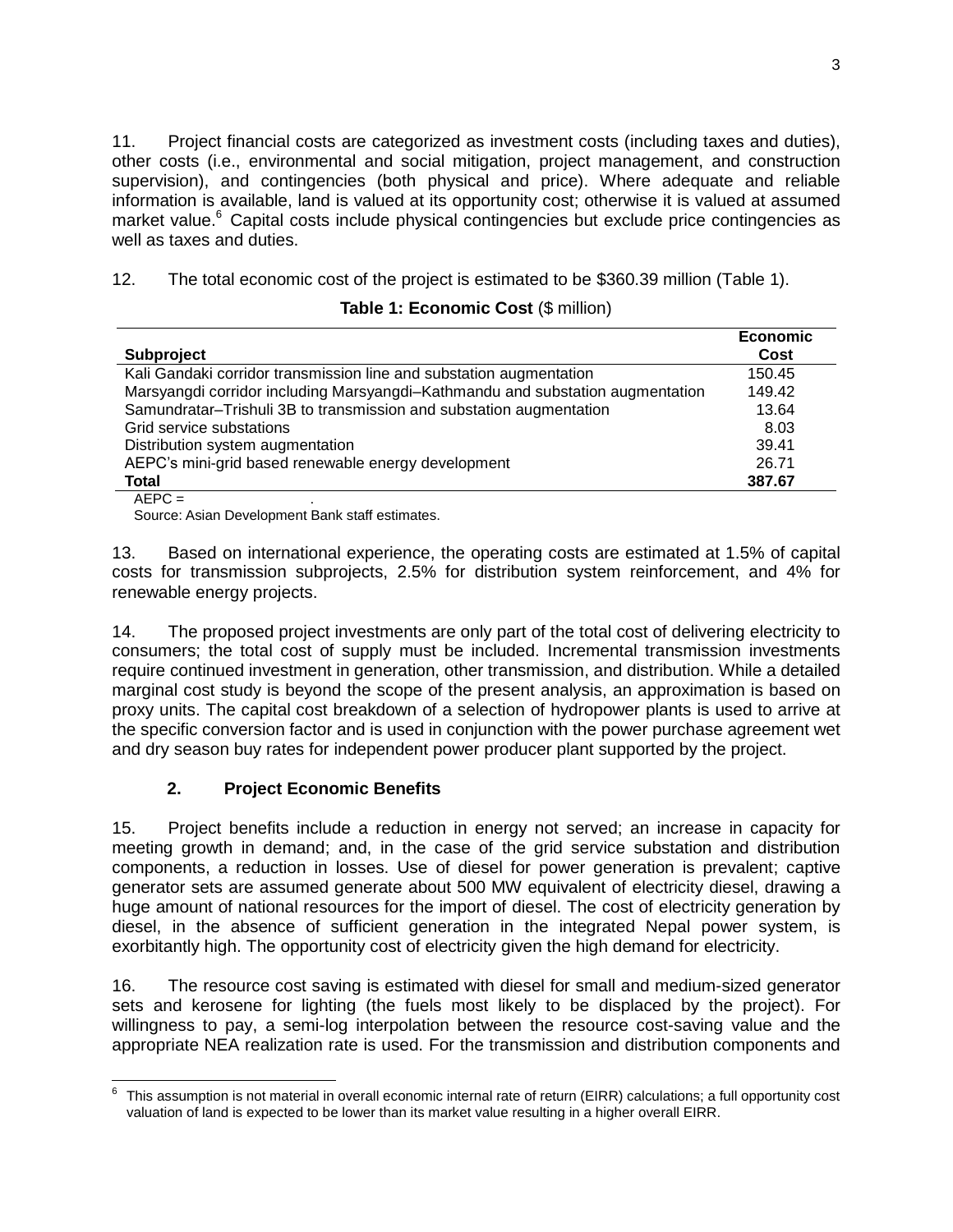11. Project financial costs are categorized as investment costs (including taxes and duties), other costs (i.e., environmental and social mitigation, project management, and construction supervision), and contingencies (both physical and price). Where adequate and reliable information is available, land is valued at its opportunity cost; otherwise it is valued at assumed market value.[6] Capital costs include physical contingencies but exclude price contingencies as well as taxes and duties.

12. The total economic cost of the project is estimated to be $360.39 million (Table 1).

**Table 1: Economic Cost** ($ million)

| Subproject | Economic Cost |
|---|---|
| Kali Gandaki corridor transmission line and substation augmentation | 150.45 |
| Marsyangdi corridor including Marsyangdi–Kathmandu and substation augmentation | 149.42 |
| Samundratar–Trishuli 3B to transmission and substation augmentation | 13.64 |
| Grid service substations | 8.03 |
| Distribution system augmentation | 39.41 |
| AEPC's mini-grid based renewable energy development | 26.71 |
| **Total** | **387.67** |

AEPC = .

Source: Asian Development Bank staff estimates.

13. Based on international experience, the operating costs are estimated at 1.5% of capital costs for transmission subprojects, 2.5% for distribution system reinforcement, and 4% for renewable energy projects.

14. The proposed project investments are only part of the total cost of delivering electricity to consumers; the total cost of supply must be included. Incremental transmission investments require continued investment in generation, other transmission, and distribution. While a detailed marginal cost study is beyond the scope of the present analysis, an approximation is based on proxy units. The capital cost breakdown of a selection of hydropower plants is used to arrive at the specific conversion factor and is used in conjunction with the power purchase agreement wet and dry season buy rates for independent power producer plant supported by the project.

### 2. Project Economic Benefits

15. Project benefits include a reduction in energy not served; an increase in capacity for meeting growth in demand; and, in the case of the grid service substation and distribution components, a reduction in losses. Use of diesel for power generation is prevalent; captive generator sets are assumed generate about 500 MW equivalent of electricity diesel, drawing a huge amount of national resources for the import of diesel. The cost of electricity generation by diesel, in the absence of sufficient generation in the integrated Nepal power system, is exorbitantly high. The opportunity cost of electricity given the high demand for electricity.

16. The resource cost saving is estimated with diesel for small and medium-sized generator sets and kerosene for lighting (the fuels most likely to be displaced by the project). For willingness to pay, a semi-log interpolation between the resource cost-saving value and the appropriate NEA realization rate is used. For the transmission and distribution components and

[6] This assumption is not material in overall economic internal rate of return (EIRR) calculations; a full opportunity cost valuation of land is expected to be lower than its market value resulting in a higher overall EIRR.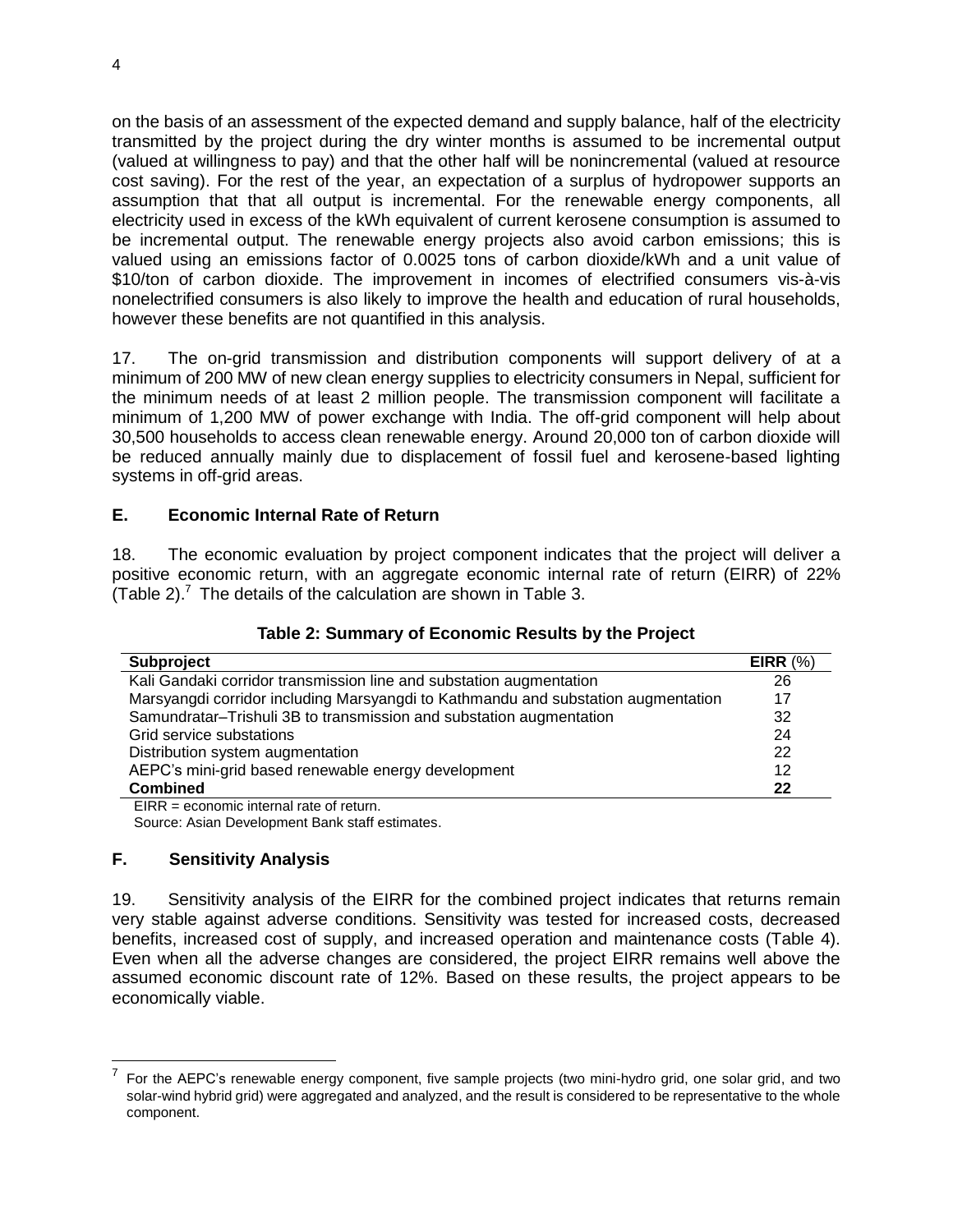on the basis of an assessment of the expected demand and supply balance, half of the electricity transmitted by the project during the dry winter months is assumed to be incremental output (valued at willingness to pay) and that the other half will be nonincremental (valued at resource cost saving). For the rest of the year, an expectation of a surplus of hydropower supports an assumption that that all output is incremental. For the renewable energy components, all electricity used in excess of the kWh equivalent of current kerosene consumption is assumed to be incremental output. The renewable energy projects also avoid carbon emissions; this is valued using an emissions factor of 0.0025 tons of carbon dioxide/kWh and a unit value of \$10/ton of carbon dioxide. The improvement in incomes of electrified consumers vis-à-vis nonelectrified consumers is also likely to improve the health and education of rural households, however these benefits are not quantified in this analysis.

17. The on-grid transmission and distribution components will support delivery of at a minimum of 200 MW of new clean energy supplies to electricity consumers in Nepal, sufficient for the minimum needs of at least 2 million people. The transmission component will facilitate a minimum of 1,200 MW of power exchange with India. The off-grid component will help about 30,500 households to access clean renewable energy. Around 20,000 ton of carbon dioxide will be reduced annually mainly due to displacement of fossil fuel and kerosene-based lighting systems in off-grid areas.

## E. Economic Internal Rate of Return

18. The economic evaluation by project component indicates that the project will deliver a positive economic return, with an aggregate economic internal rate of return (EIRR) of 22% (Table 2).[7] The details of the calculation are shown in Table 3.

**Table 2: Summary of Economic Results by the Project**

| Subproject | EIRR (%) |
|---|---|
| Kali Gandaki corridor transmission line and substation augmentation | 26 |
| Marsyangdi corridor including Marsyangdi to Kathmandu and substation augmentation | 17 |
| Samundratar–Trishuli 3B to transmission and substation augmentation | 32 |
| Grid service substations | 24 |
| Distribution system augmentation | 22 |
| AEPC's mini-grid based renewable energy development | 12 |
| **Combined** | **22** |

EIRR = economic internal rate of return.
Source: Asian Development Bank staff estimates.

## F. Sensitivity Analysis

19. Sensitivity analysis of the EIRR for the combined project indicates that returns remain very stable against adverse conditions. Sensitivity was tested for increased costs, decreased benefits, increased cost of supply, and increased operation and maintenance costs (Table 4). Even when all the adverse changes are considered, the project EIRR remains well above the assumed economic discount rate of 12%. Based on these results, the project appears to be economically viable.

[7] For the AEPC's renewable energy component, five sample projects (two mini-hydro grid, one solar grid, and two solar-wind hybrid grid) were aggregated and analyzed, and the result is considered to be representative to the whole component.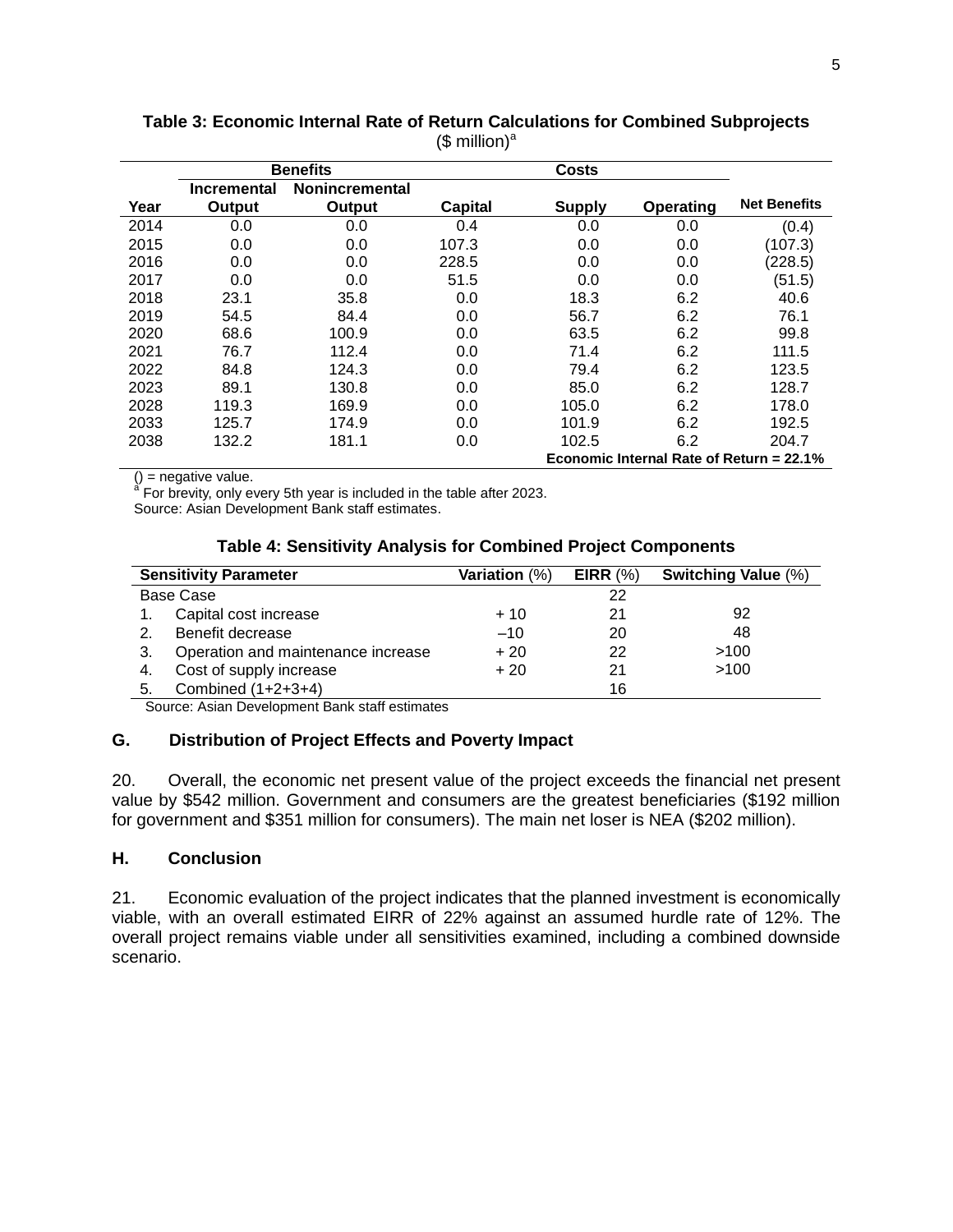**Table 3: Economic Internal Rate of Return Calculations for Combined Subprojects**
($ million)[a]

| | Benefits | | Costs | | | |
|---|---|---|---|---|---|---|
| Year | Incremental Output | Nonincremental Output | Capital | Supply | Operating | Net Benefits |
| 2014 | 0.0 | 0.0 | 0.4 | 0.0 | 0.0 | (0.4) |
| 2015 | 0.0 | 0.0 | 107.3 | 0.0 | 0.0 | (107.3) |
| 2016 | 0.0 | 0.0 | 228.5 | 0.0 | 0.0 | (228.5) |
| 2017 | 0.0 | 0.0 | 51.5 | 0.0 | 0.0 | (51.5) |
| 2018 | 23.1 | 35.8 | 0.0 | 18.3 | 6.2 | 40.6 |
| 2019 | 54.5 | 84.4 | 0.0 | 56.7 | 6.2 | 76.1 |
| 2020 | 68.6 | 100.9 | 0.0 | 63.5 | 6.2 | 99.8 |
| 2021 | 76.7 | 112.4 | 0.0 | 71.4 | 6.2 | 111.5 |
| 2022 | 84.8 | 124.3 | 0.0 | 79.4 | 6.2 | 123.5 |
| 2023 | 89.1 | 130.8 | 0.0 | 85.0 | 6.2 | 128.7 |
| 2028 | 119.3 | 169.9 | 0.0 | 105.0 | 6.2 | 178.0 |
| 2033 | 125.7 | 174.9 | 0.0 | 101.9 | 6.2 | 192.5 |
| 2038 | 132.2 | 181.1 | 0.0 | 102.5 | 6.2 | 204.7 |
| | | | | **Economic Internal Rate of Return = 22.1%** | | |

() = negative value.
[a] For brevity, only every 5th year is included in the table after 2023.
Source: Asian Development Bank staff estimates.

**Table 4: Sensitivity Analysis for Combined Project Components**

| Sensitivity Parameter | Variation (%) | EIRR (%) | Switching Value (%) |
|---|---|---|---|
| Base Case | | 22 | |
| 1. Capital cost increase | + 10 | 21 | 92 |
| 2. Benefit decrease | –10 | 20 | 48 |
| 3. Operation and maintenance increase | + 20 | 22 | >100 |
| 4. Cost of supply increase | + 20 | 21 | >100 |
| 5. Combined (1+2+3+4) | | 16 | |

Source: Asian Development Bank staff estimates

### G. Distribution of Project Effects and Poverty Impact

20. Overall, the economic net present value of the project exceeds the financial net present value by $542 million. Government and consumers are the greatest beneficiaries ($192 million for government and $351 million for consumers). The main net loser is NEA ($202 million).

### H. Conclusion

21. Economic evaluation of the project indicates that the planned investment is economically viable, with an overall estimated EIRR of 22% against an assumed hurdle rate of 12%. The overall project remains viable under all sensitivities examined, including a combined downside scenario.